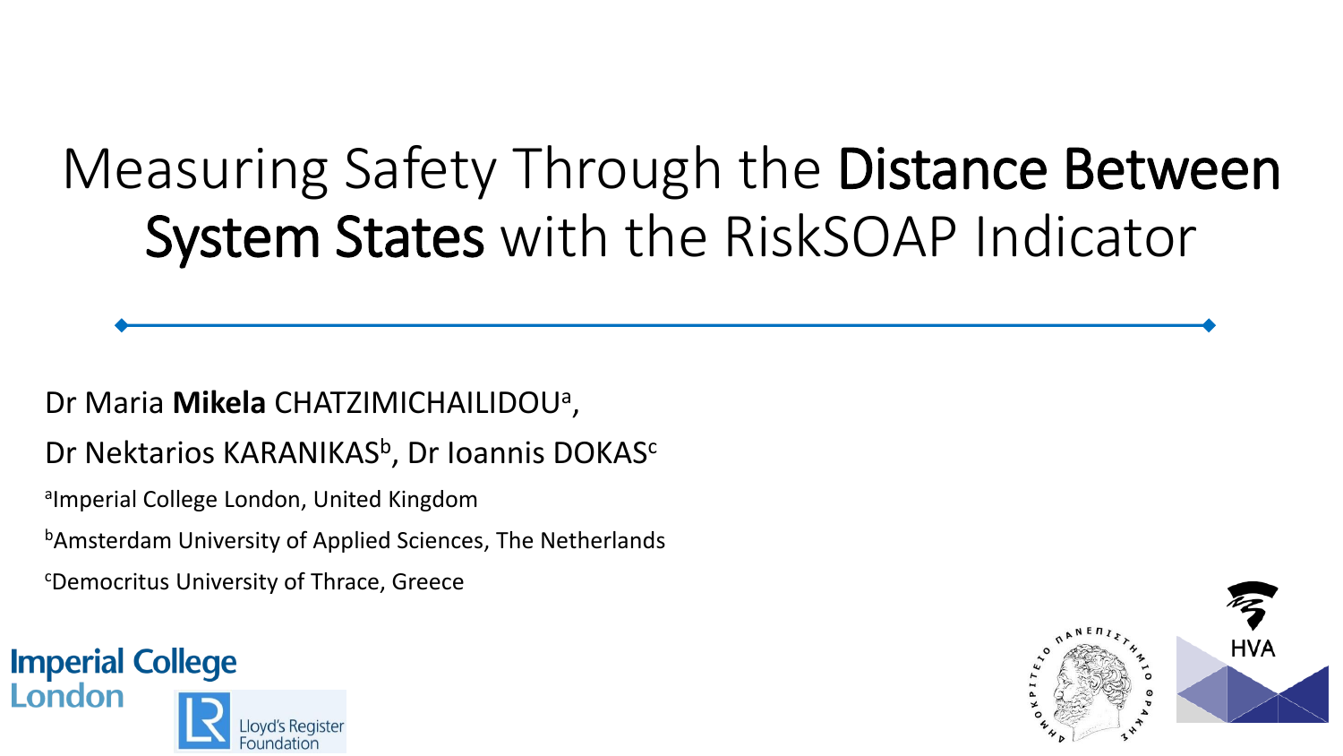# Measuring Safety Through the **Distance Between System States** with the RiskSOAP Indicator

Dr Maria **Mikela** CHATZIMICHAILIDOU[a],

Dr Nektarios KARANIKAS[b], Dr Ioannis DOKAS[c]

[a]Imperial College London, United Kingdom

[b]Amsterdam University of Applied Sciences, The Netherlands

[c]Democritus University of Thrace, Greece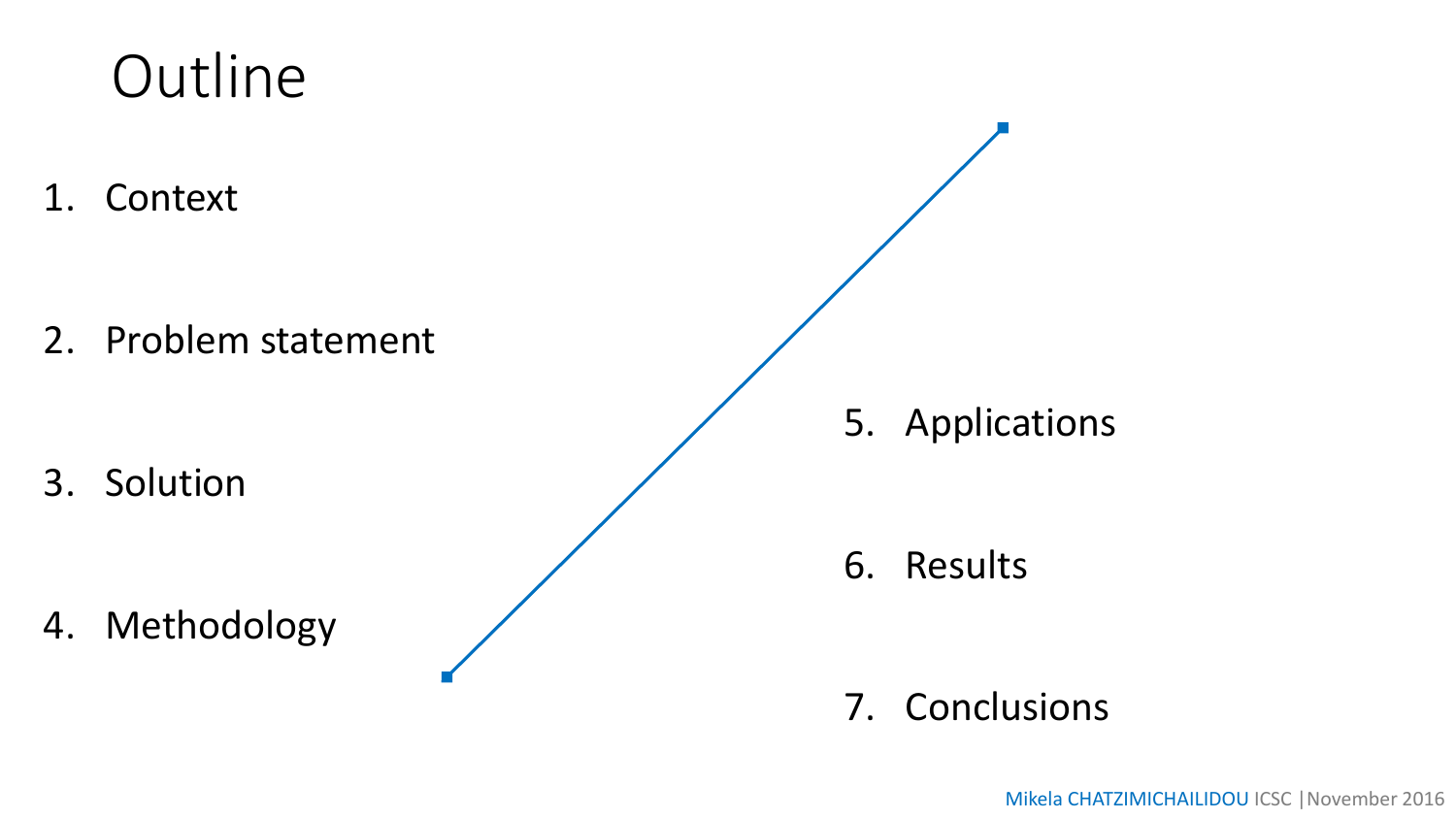# Outline

1. Context
2. Problem statement
3. Solution
4. Methodology
5. Applications
6. Results
7. Conclusions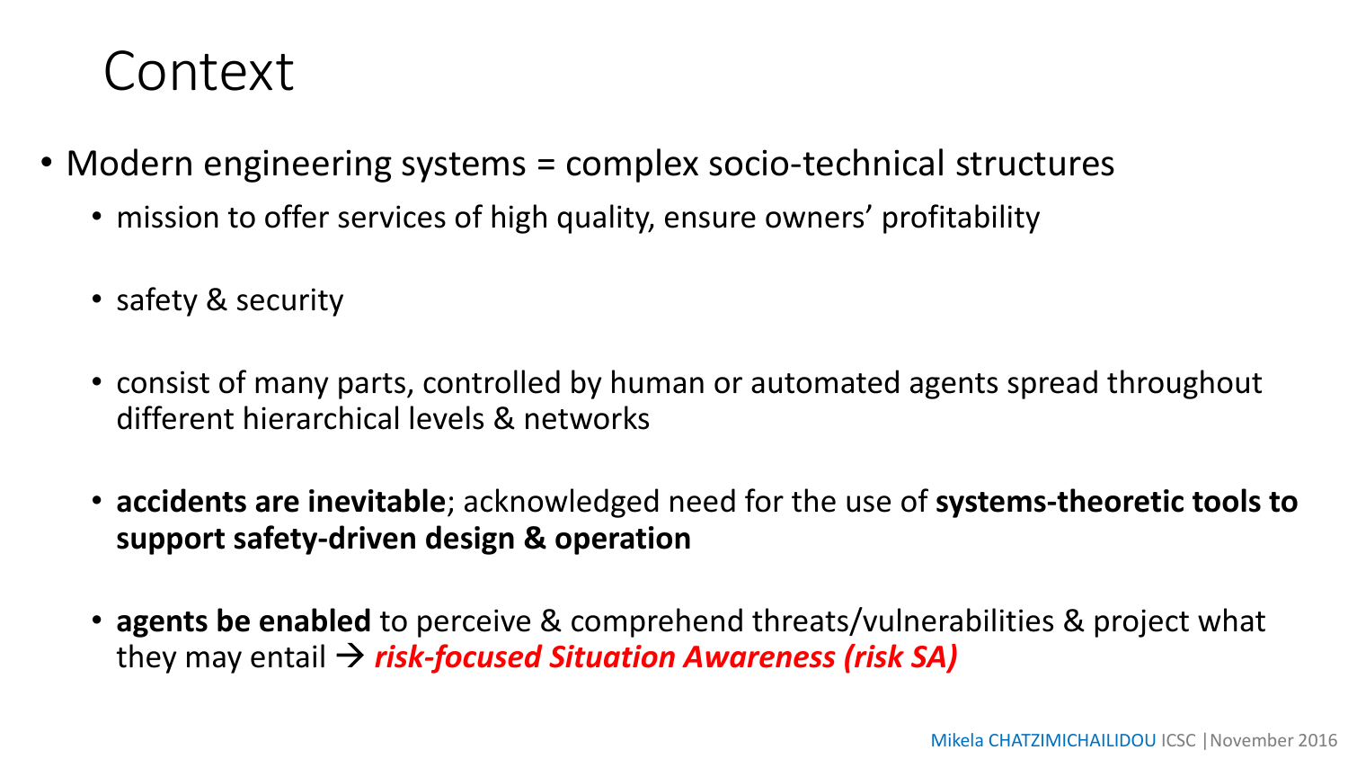# Context

- Modern engineering systems = complex socio-technical structures
  - mission to offer services of high quality, ensure owners' profitability
  - safety & security
  - consist of many parts, controlled by human or automated agents spread throughout different hierarchical levels & networks
  - **accidents are inevitable**; acknowledged need for the use of **systems-theoretic tools to support safety-driven design & operation**
  - **agents be enabled** to perceive & comprehend threats/vulnerabilities & project what they may entail → ***risk-focused Situation Awareness (risk SA)***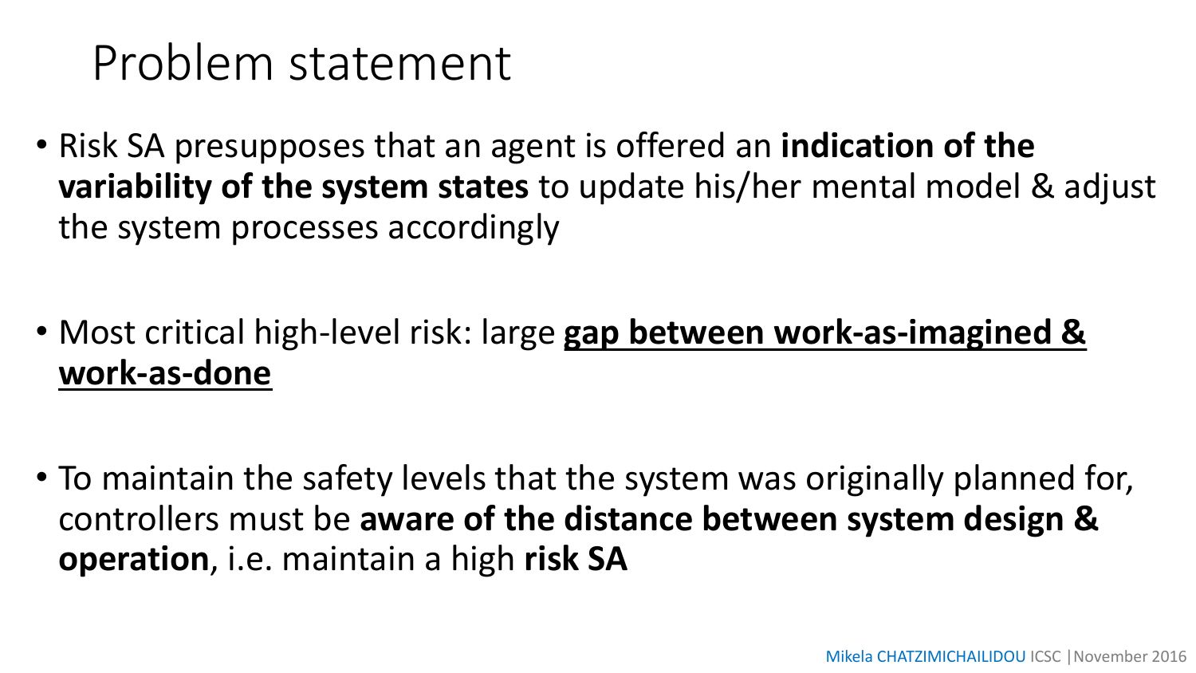# Problem statement

- Risk SA presupposes that an agent is offered an **indication of the variability of the system states** to update his/her mental model & adjust the system processes accordingly

- Most critical high-level risk: large <u>**gap between work-as-imagined & work-as-done**</u>

- To maintain the safety levels that the system was originally planned for, controllers must be **aware of the distance between system design & operation**, i.e. maintain a high **risk SA**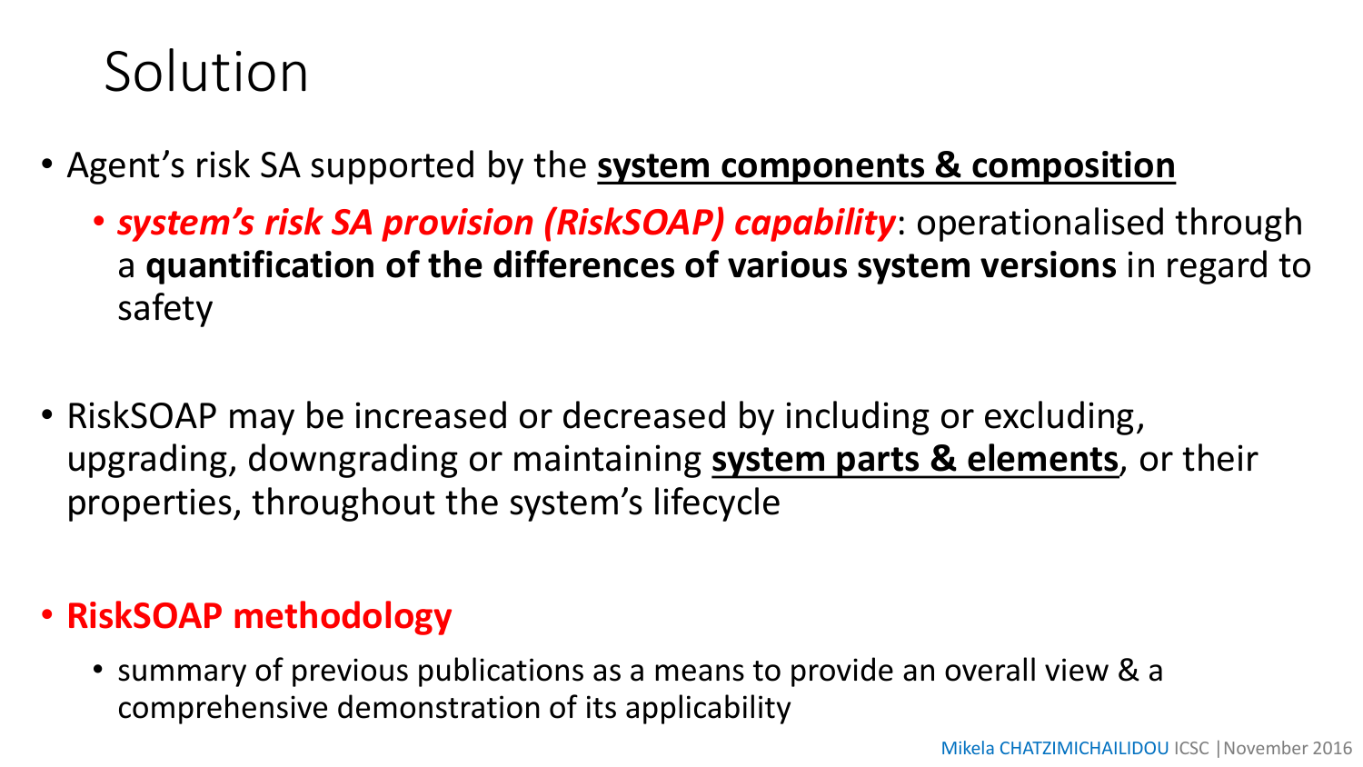# Solution

- Agent's risk SA supported by the **system components & composition**
  - ***system's risk SA provision (RiskSOAP) capability***: operationalised through a **quantification of the differences of various system versions** in regard to safety

- RiskSOAP may be increased or decreased by including or excluding, upgrading, downgrading or maintaining **system parts & elements**, or their properties, throughout the system's lifecycle

- **RiskSOAP methodology**
  - summary of previous publications as a means to provide an overall view & a comprehensive demonstration of its applicability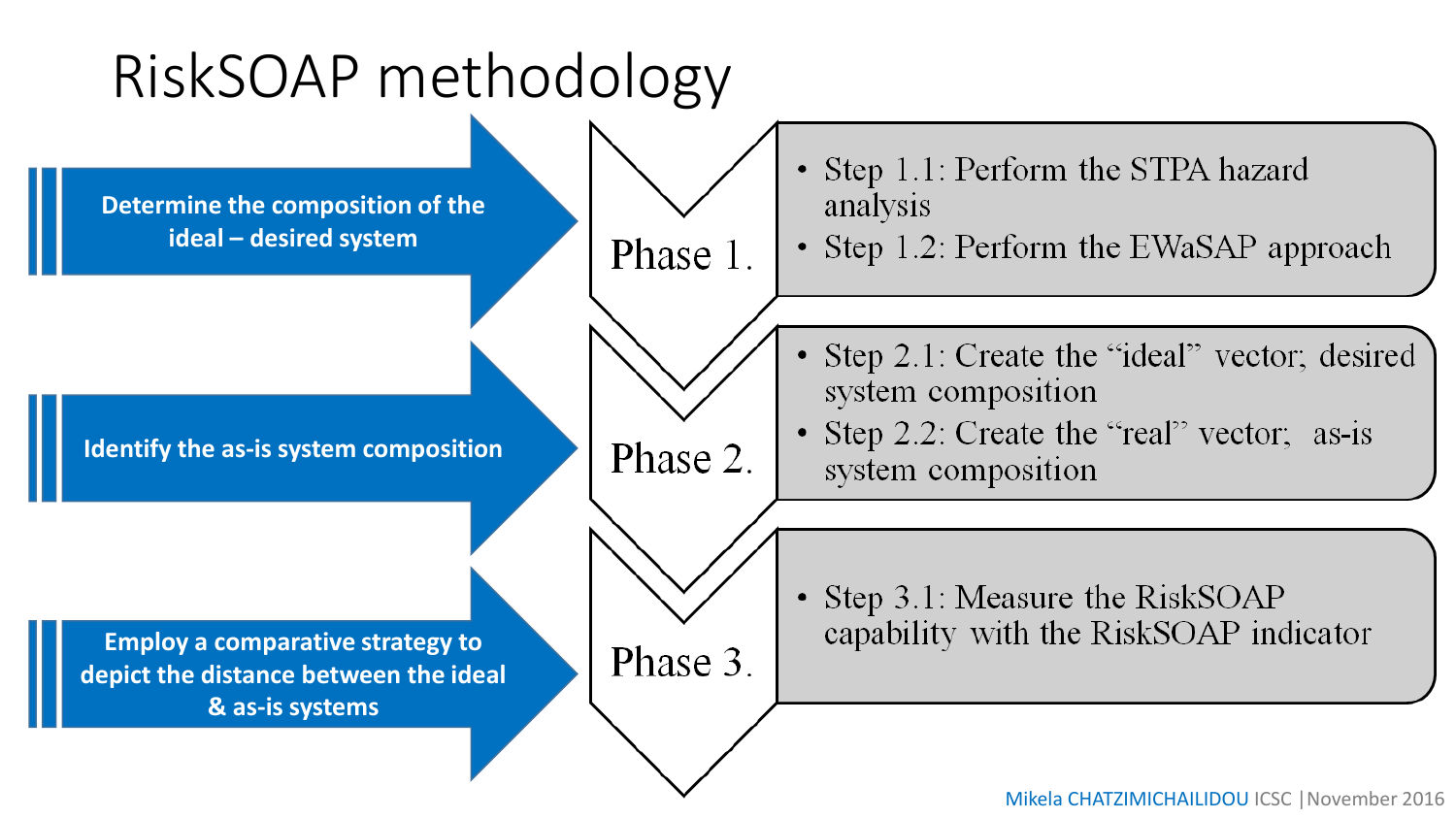# RiskSOAP methodology

**Determine the composition of the ideal – desired system**

**Phase 1.**

- Step 1.1: Perform the STPA hazard analysis
- Step 1.2: Perform the EWaSAP approach

**Identify the as-is system composition**

**Phase 2.**

- Step 2.1: Create the "ideal" vector; desired system composition
- Step 2.2: Create the "real" vector; as-is system composition

**Employ a comparative strategy to depict the distance between the ideal & as-is systems**

**Phase 3.**

- Step 3.1: Measure the RiskSOAP capability with the RiskSOAP indicator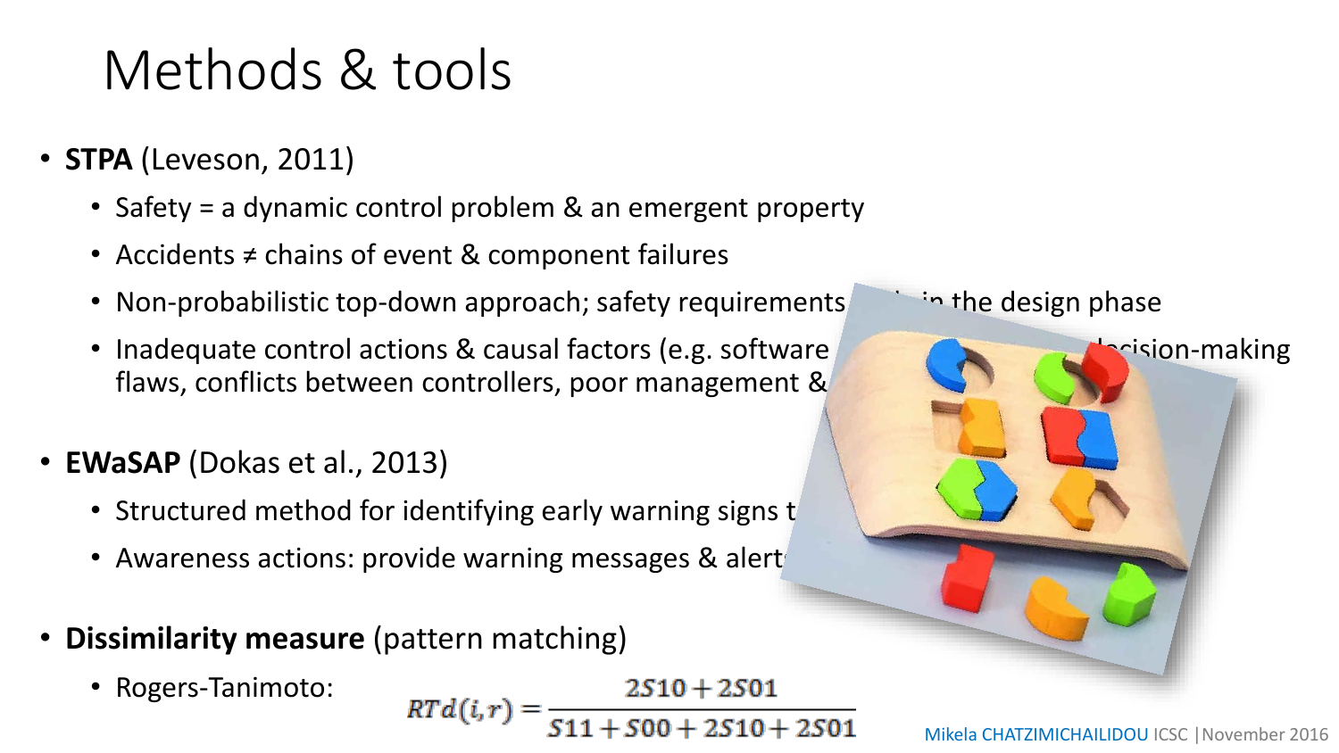# Methods & tools

- **STPA** (Leveson, 2011)
  - Safety = a dynamic control problem & an emergent property
  - Accidents ≠ chains of event & component failures
  - Non-probabilistic top-down approach; safety requirements ... in the design phase
  - Inadequate control actions & causal factors (e.g. software ... decision-making flaws, conflicts between controllers, poor management & ...
- **EWaSAP** (Dokas et al., 2013)
  - Structured method for identifying early warning signs t...
  - Awareness actions: provide warning messages & alert...
- **Dissimilarity measure** (pattern matching)
  - Rogers-Tanimoto:

$$RTd(i,r) = \frac{2S10 + 2S01}{S11 + S00 + 2S10 + 2S01}$$

Mikela CHATZIMICHAILIDOU ICSC | November 2016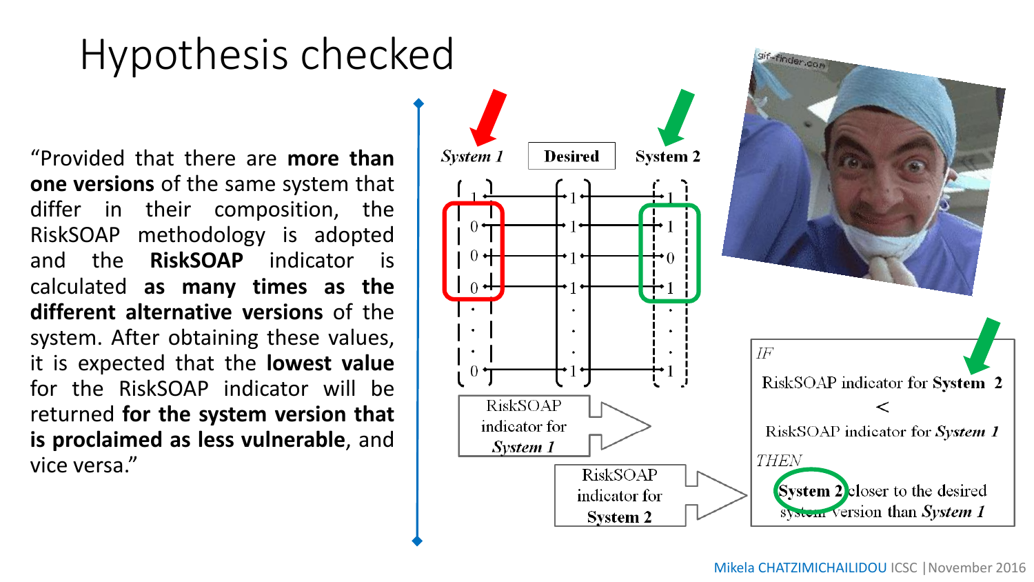# Hypothesis checked

"Provided that there are **more than one versions** of the same system that differ in their composition, the RiskSOAP methodology is adopted and the **RiskSOAP** indicator is calculated **as many times as the different alternative versions** of the system. After obtaining these values, it is expected that the **lowest value** for the RiskSOAP indicator will be returned **for the system version that is proclaimed as less vulnerable**, and vice versa."

*System 1* | **Desired** | **System 2**

| *System 1* | Desired | System 2 |
|---|---|---|
| 1 | 1 | 1 |
| 0 | 1 | 1 |
| 0 | 1 | 0 |
| 0 | 1 | 1 |
| . | . | . |
| . | . | . |
| . | . | . |
| 0 | 1 | 1 |

RiskSOAP indicator for *System 1*

RiskSOAP indicator for **System 2**

*IF*

RiskSOAP indicator for **System 2** < RiskSOAP indicator for ***System 1***

*THEN*

**System 2** closer to the desired system version than ***System 1***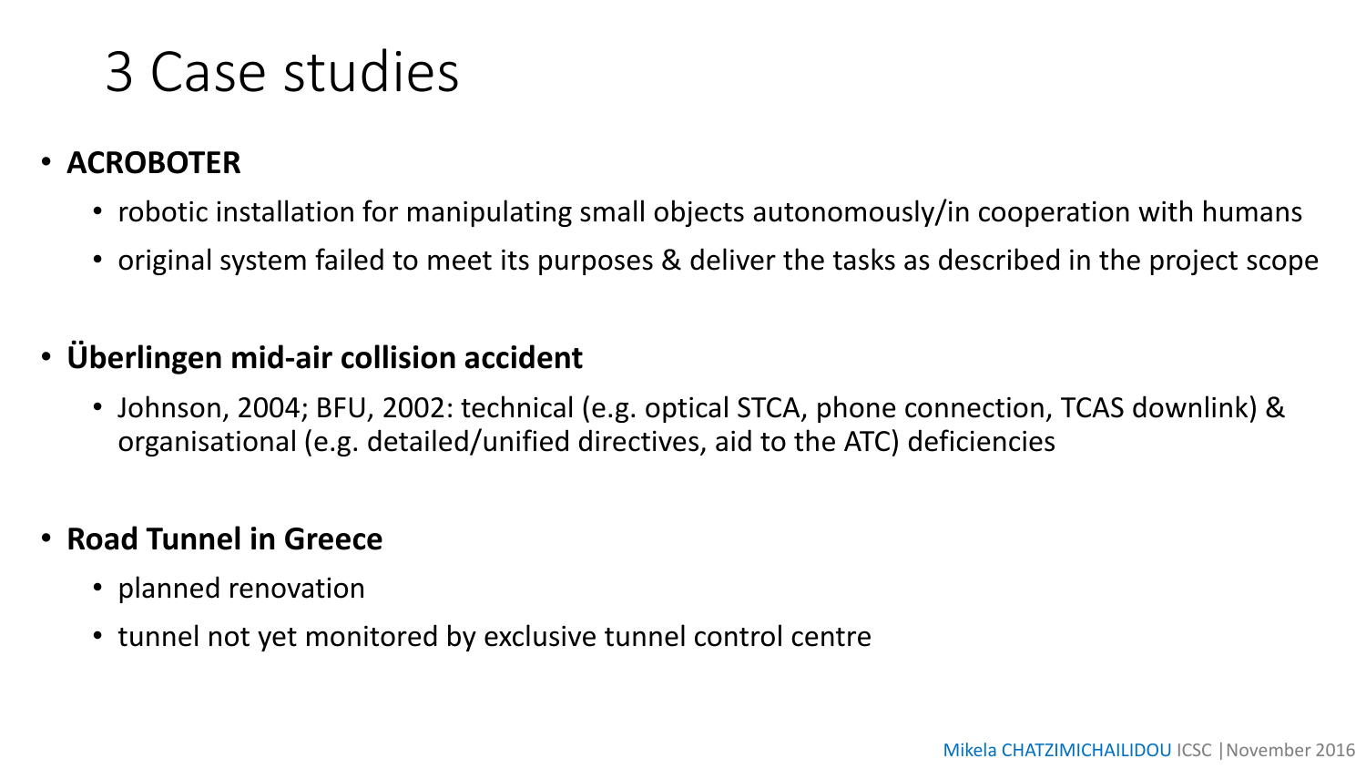# 3 Case studies

- **ACROBOTER**
  - robotic installation for manipulating small objects autonomously/in cooperation with humans
  - original system failed to meet its purposes & deliver the tasks as described in the project scope

- **Überlingen mid-air collision accident**
  - Johnson, 2004; BFU, 2002: technical (e.g. optical STCA, phone connection, TCAS downlink) & organisational (e.g. detailed/unified directives, aid to the ATC) deficiencies

- **Road Tunnel in Greece**
  - planned renovation
  - tunnel not yet monitored by exclusive tunnel control centre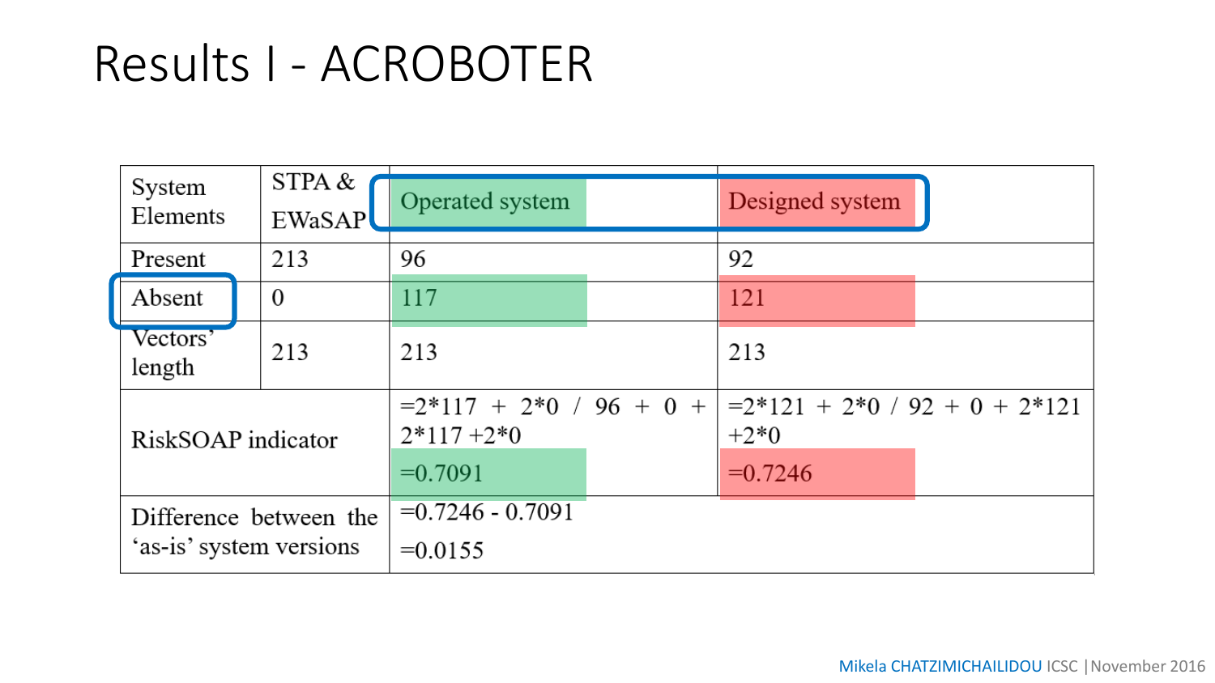# Results I - ACROBOTER

| System Elements | STPA & EWaSAP | Operated system | Designed system |
|---|---|---|---|
| Present | 213 | 96 | 92 |
| Absent | 0 | 117 | 121 |
| Vectors' length | 213 | 213 | 213 |
| RiskSOAP indicator | | =2\*117 + 2\*0 / 96 + 0 + 2\*117 +2\*0 =0.7091 | =2\*121 + 2\*0 / 92 + 0 + 2\*121 +2\*0 =0.7246 |
| Difference between the 'as-is' system versions | | =0.7246 - 0.7091 =0.0155 | |

Mikela CHATZIMICHAILIDOU ICSC | November 2016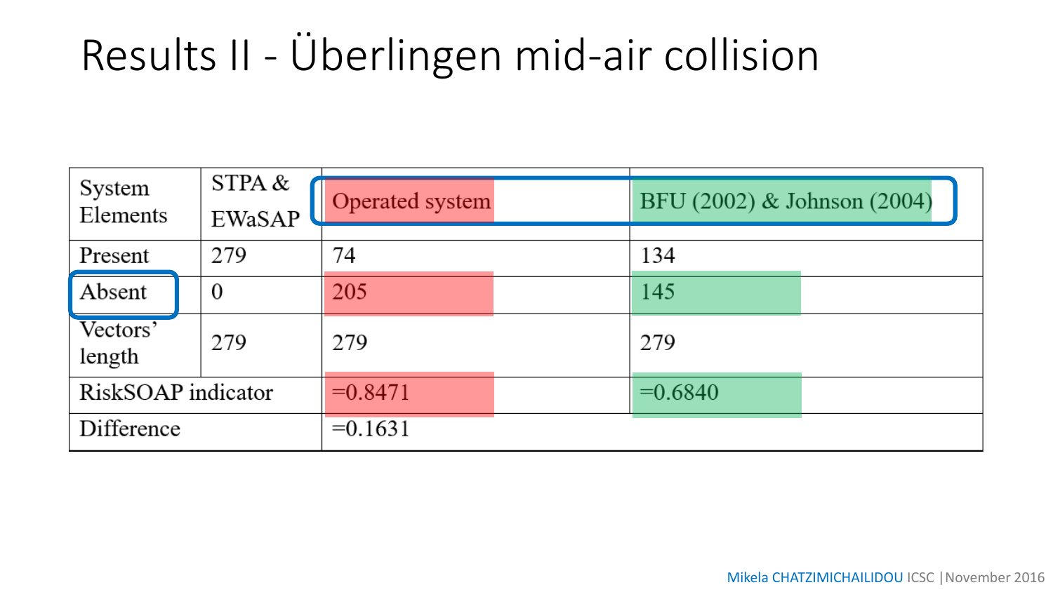# Results II - Überlingen mid-air collision

| System Elements | STPA & EWaSAP | Operated system | BFU (2002) & Johnson (2004) |
|---|---|---|---|
| Present | 279 | 74 | 134 |
| Absent | 0 | 205 | 145 |
| Vectors' length | 279 | 279 | 279 |
| RiskSOAP indicator | | =0.8471 | =0.6840 |
| Difference | | =0.1631 | |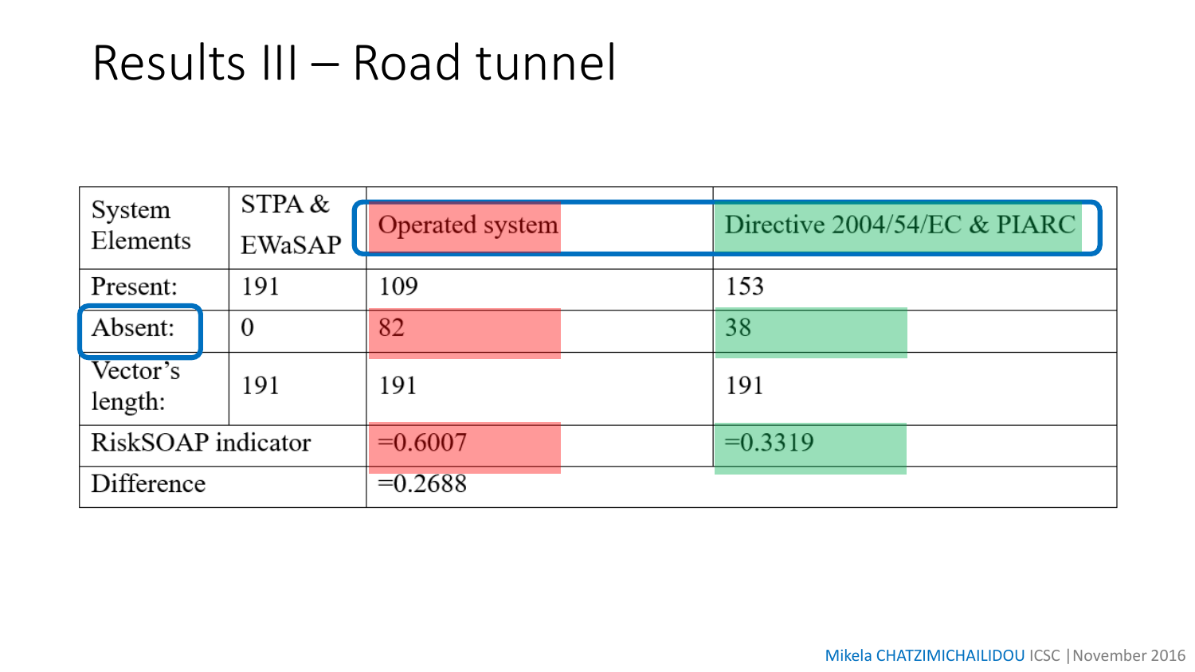# Results III – Road tunnel

| System Elements | STPA & EWaSAP | Operated system | Directive 2004/54/EC & PIARC |
|---|---|---|---|
| Present: | 191 | 109 | 153 |
| Absent: | 0 | 82 | 38 |
| Vector's length: | 191 | 191 | 191 |
| RiskSOAP indicator | | =0.6007 | =0.3319 |
| Difference | | =0.2688 | |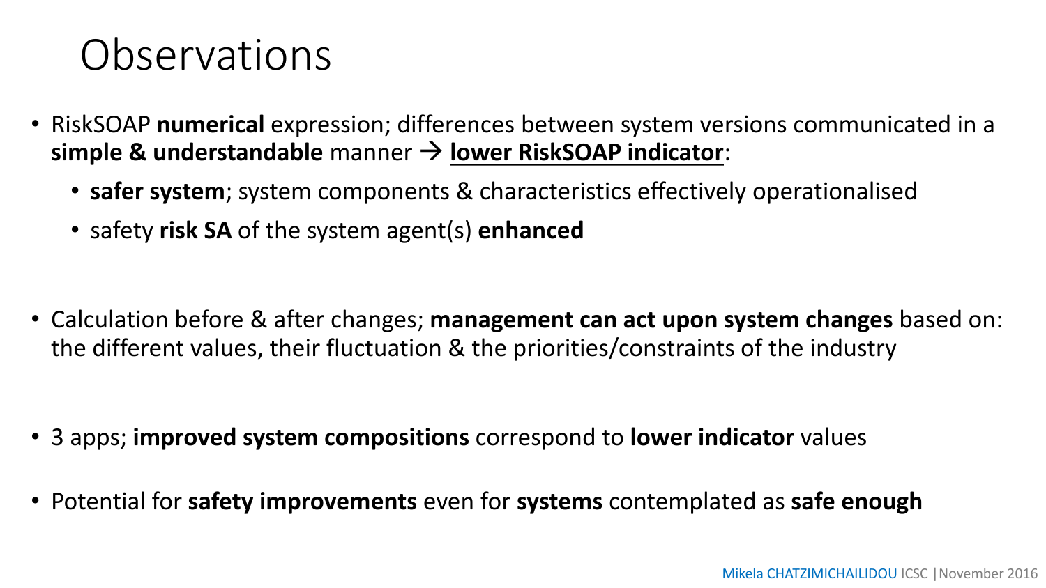# Observations

- RiskSOAP **numerical** expression; differences between system versions communicated in a **simple & understandable** manner → **lower RiskSOAP indicator**:
  - **safer system**; system components & characteristics effectively operationalised
  - safety **risk SA** of the system agent(s) **enhanced**
- Calculation before & after changes; **management can act upon system changes** based on: the different values, their fluctuation & the priorities/constraints of the industry
- 3 apps; **improved system compositions** correspond to **lower indicator** values
- Potential for **safety improvements** even for **systems** contemplated as **safe enough**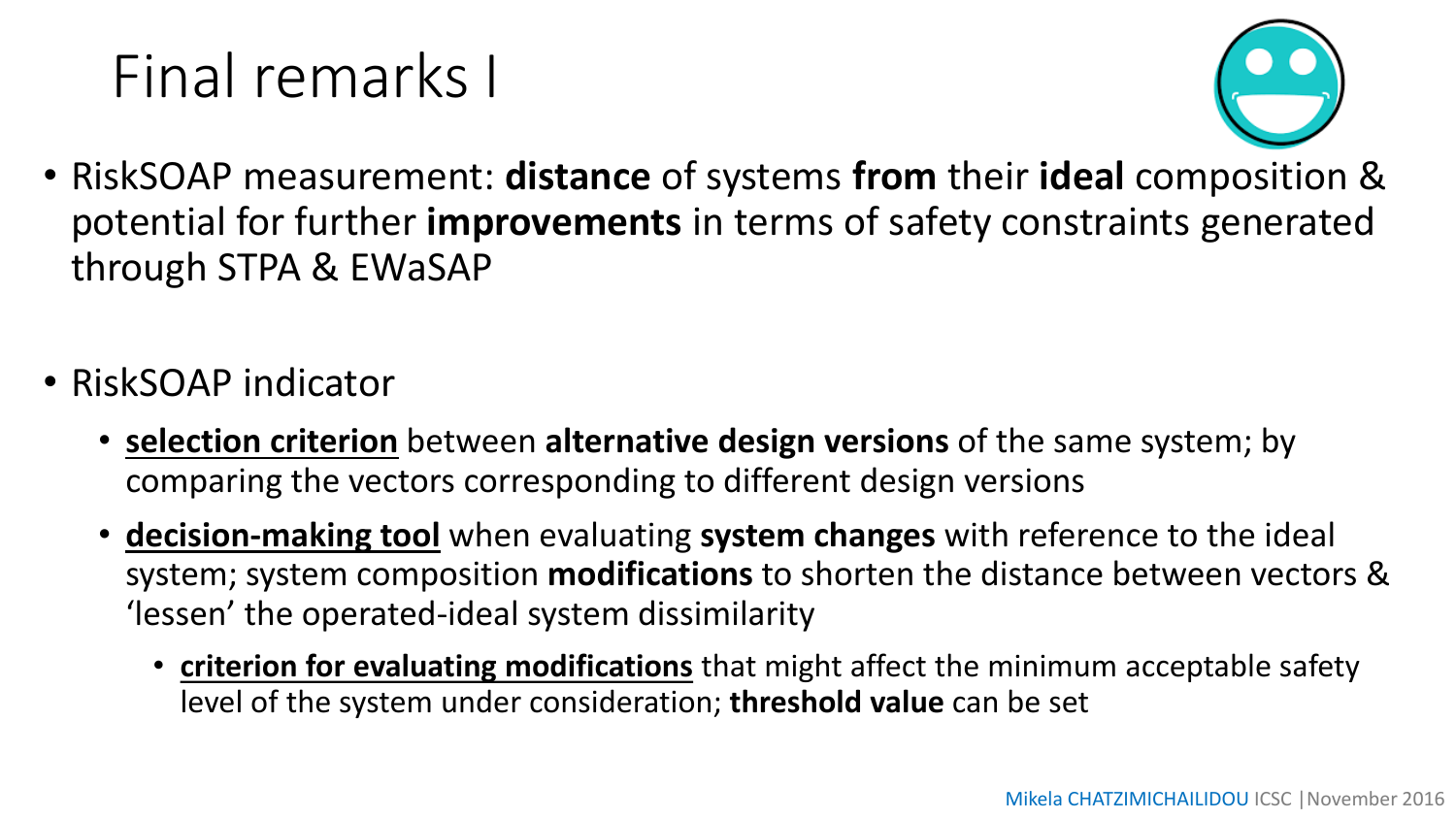# Final remarks I

- RiskSOAP measurement: **distance** of systems **from** their **ideal** composition & potential for further **improvements** in terms of safety constraints generated through STPA & EWaSAP

- RiskSOAP indicator
  - **selection criterion** between **alternative design versions** of the same system; by comparing the vectors corresponding to different design versions
  - **decision-making tool** when evaluating **system changes** with reference to the ideal system; system composition **modifications** to shorten the distance between vectors & 'lessen' the operated-ideal system dissimilarity
    - **criterion for evaluating modifications** that might affect the minimum acceptable safety level of the system under consideration; **threshold value** can be set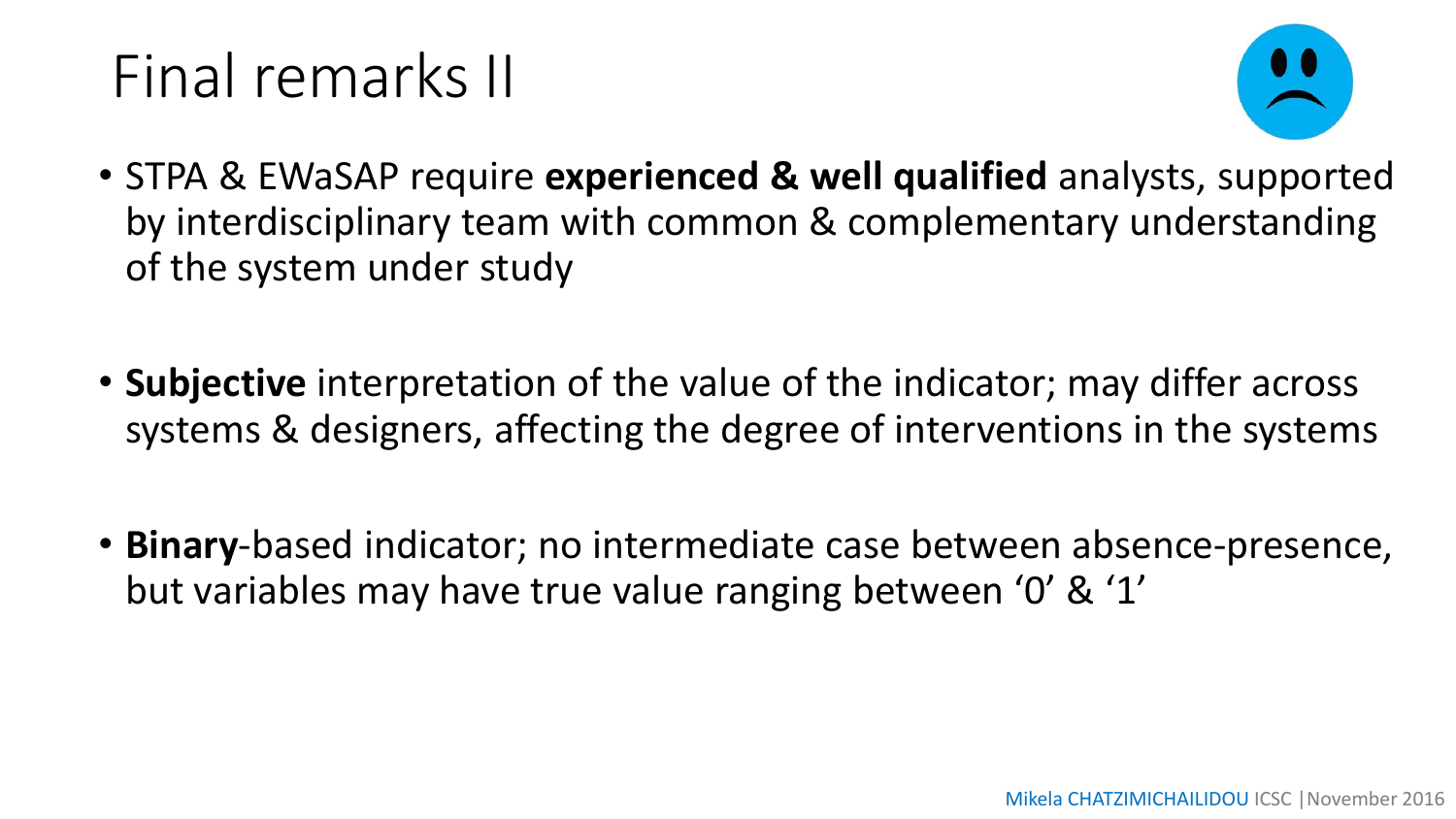# Final remarks II

- STPA & EWaSAP require **experienced & well qualified** analysts, supported by interdisciplinary team with common & complementary understanding of the system under study

- **Subjective** interpretation of the value of the indicator; may differ across systems & designers, affecting the degree of interventions in the systems

- **Binary**-based indicator; no intermediate case between absence-presence, but variables may have true value ranging between '0' & '1'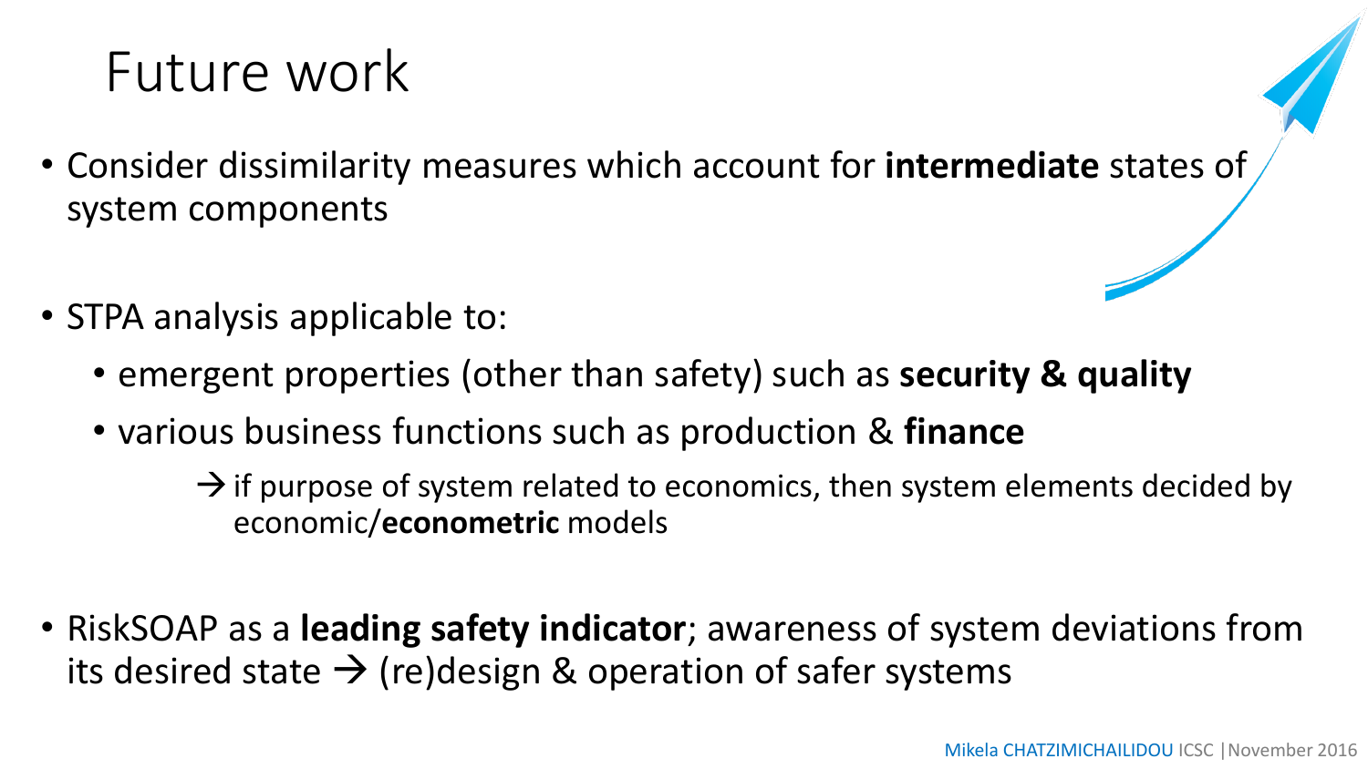# Future work

- Consider dissimilarity measures which account for **intermediate** states of system components

- STPA analysis applicable to:
  - emergent properties (other than safety) such as **security & quality**
  - various business functions such as production & **finance**
    - → if purpose of system related to economics, then system elements decided by economic/**econometric** models

- RiskSOAP as a **leading safety indicator**; awareness of system deviations from its desired state → (re)design & operation of safer systems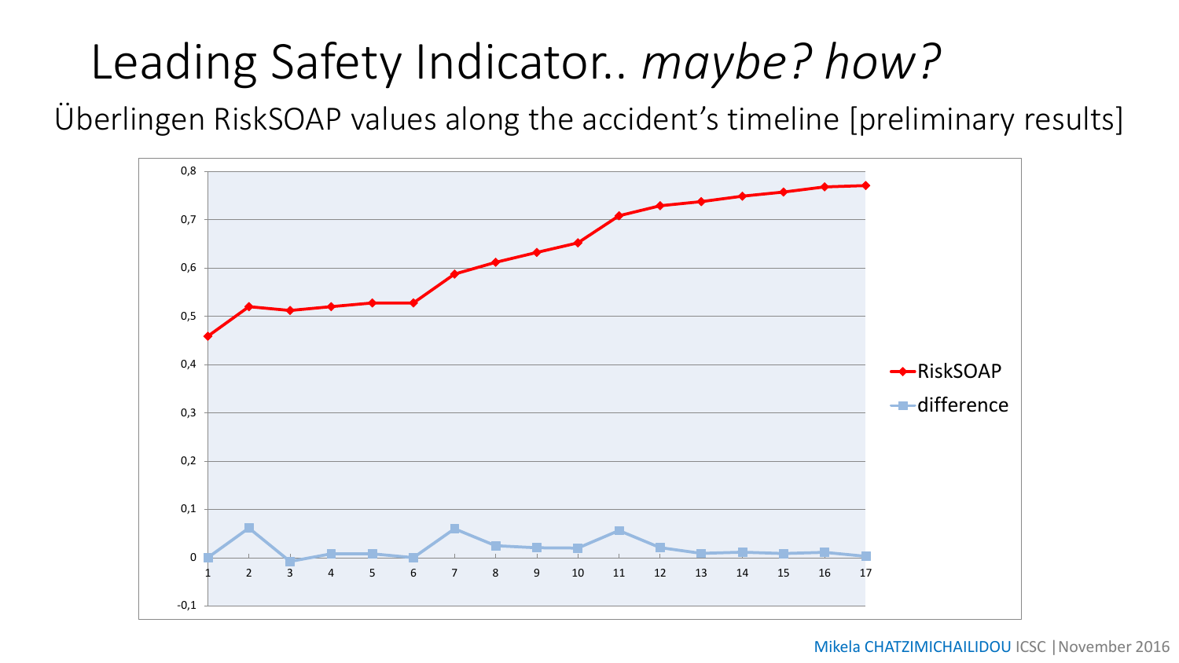# Leading Safety Indicator.. *maybe? how?*

Überlingen RiskSOAP values along the accident's timeline [preliminary results]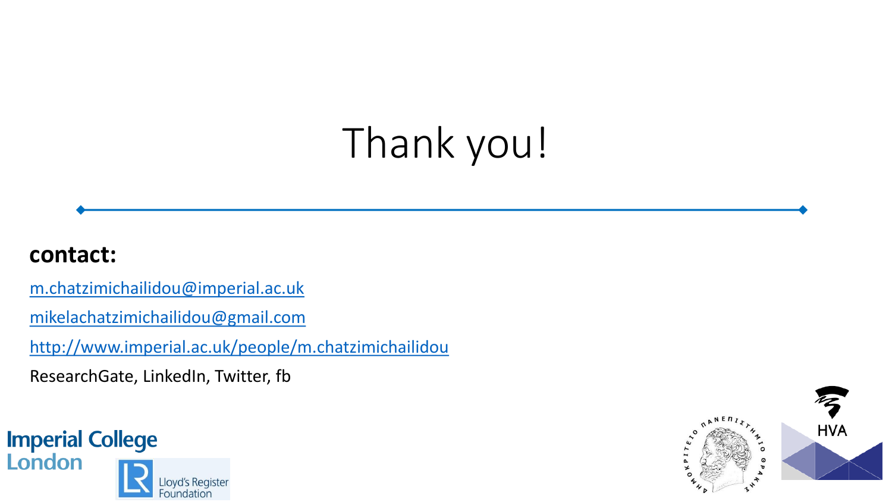# Thank you!

**contact:**

m.chatzimichailidou@imperial.ac.uk

mikelachatzimichailidou@gmail.com

http://www.imperial.ac.uk/people/m.chatzimichailidou

ResearchGate, LinkedIn, Twitter, fb